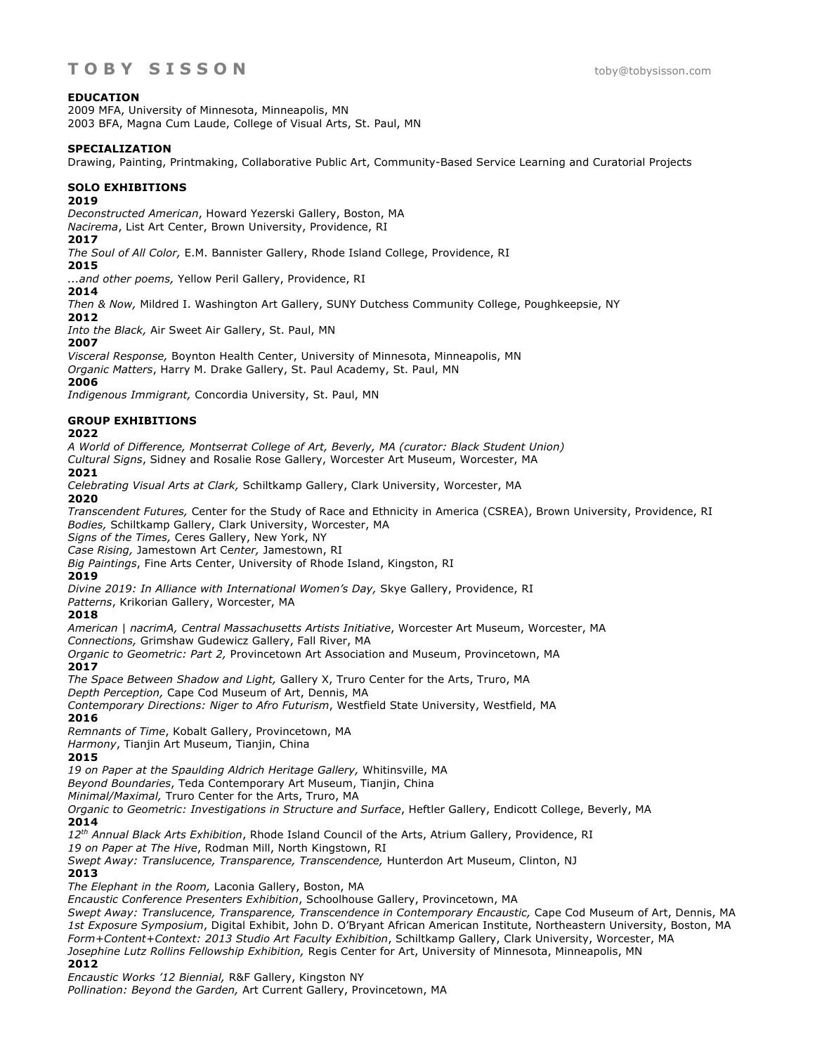# T O B Y  S I S S O N

toby@tobysisson.com

**EDUCATION**

2009 MFA, University of Minnesota, Minneapolis, MN
2003 BFA, Magna Cum Laude, College of Visual Arts, St. Paul, MN

**SPECIALIZATION**

Drawing, Painting, Printmaking, Collaborative Public Art, Community-Based Service Learning and Curatorial Projects

**SOLO EXHIBITIONS**

**2019**
*Deconstructed American*, Howard Yezerski Gallery, Boston, MA
*Nacirema*, List Art Center, Brown University, Providence, RI
**2017**
*The Soul of All Color,* E.M. Bannister Gallery, Rhode Island College, Providence, RI
**2015**
*...and other poems,* Yellow Peril Gallery, Providence, RI
**2014**
*Then & Now,* Mildred I. Washington Art Gallery, SUNY Dutchess Community College, Poughkeepsie, NY
**2012**
*Into the Black,* Air Sweet Air Gallery, St. Paul, MN
**2007**
*Visceral Response,* Boynton Health Center, University of Minnesota, Minneapolis, MN
*Organic Matters*, Harry M. Drake Gallery, St. Paul Academy, St. Paul, MN
**2006**
*Indigenous Immigrant,* Concordia University, St. Paul, MN

**GROUP EXHIBITIONS**

**2022**
*A World of Difference, Montserrat College of Art, Beverly, MA (curator: Black Student Union)*
*Cultural Signs*, Sidney and Rosalie Rose Gallery, Worcester Art Museum, Worcester, MA
**2021**
*Celebrating Visual Arts at Clark,* Schiltkamp Gallery, Clark University, Worcester, MA
**2020**
*Transcendent Futures,* Center for the Study of Race and Ethnicity in America (CSREA), Brown University, Providence, RI
*Bodies,* Schiltkamp Gallery, Clark University, Worcester, MA
*Signs of the Times,* Ceres Gallery, New York, NY
*Case Rising,* Jamestown Art Center, Jamestown, RI
*Big Paintings*, Fine Arts Center, University of Rhode Island, Kingston, RI
**2019**
*Divine 2019: In Alliance with International Women's Day,* Skye Gallery, Providence, RI
*Patterns*, Krikorian Gallery, Worcester, MA
**2018**
*American | nacrimA, Central Massachusetts Artists Initiative*, Worcester Art Museum, Worcester, MA
*Connections,* Grimshaw Gudewicz Gallery, Fall River, MA
*Organic to Geometric: Part 2,* Provincetown Art Association and Museum, Provincetown, MA
**2017**
*The Space Between Shadow and Light,* Gallery X, Truro Center for the Arts, Truro, MA
*Depth Perception,* Cape Cod Museum of Art, Dennis, MA
*Contemporary Directions: Niger to Afro Futurism*, Westfield State University, Westfield, MA
**2016**
*Remnants of Time*, Kobalt Gallery, Provincetown, MA
*Harmony*, Tianjin Art Museum, Tianjin, China
**2015**
*19 on Paper at the Spaulding Aldrich Heritage Gallery,* Whitinsville, MA
*Beyond Boundaries*, Teda Contemporary Art Museum, Tianjin, China
*Minimal/Maximal,* Truro Center for the Arts, Truro, MA
*Organic to Geometric: Investigations in Structure and Surface*, Heftler Gallery, Endicott College, Beverly, MA
**2014**
*12th Annual Black Arts Exhibition*, Rhode Island Council of the Arts, Atrium Gallery, Providence, RI
*19 on Paper at The Hive*, Rodman Mill, North Kingstown, RI
*Swept Away: Translucence, Transparence, Transcendence,* Hunterdon Art Museum, Clinton, NJ
**2013**
*The Elephant in the Room,* Laconia Gallery, Boston, MA
*Encaustic Conference Presenters Exhibition*, Schoolhouse Gallery, Provincetown, MA
*Swept Away: Translucence, Transparence, Transcendence in Contemporary Encaustic,* Cape Cod Museum of Art, Dennis, MA
*1st Exposure Symposium*, Digital Exhibit, John D. O'Bryant African American Institute, Northeastern University, Boston, MA
*Form+Content+Context: 2013 Studio Art Faculty Exhibition*, Schiltkamp Gallery, Clark University, Worcester, MA
*Josephine Lutz Rollins Fellowship Exhibition,* Regis Center for Art, University of Minnesota, Minneapolis, MN
**2012**
*Encaustic Works '12 Biennial,* R&F Gallery, Kingston NY
*Pollination: Beyond the Garden,* Art Current Gallery, Provincetown, MA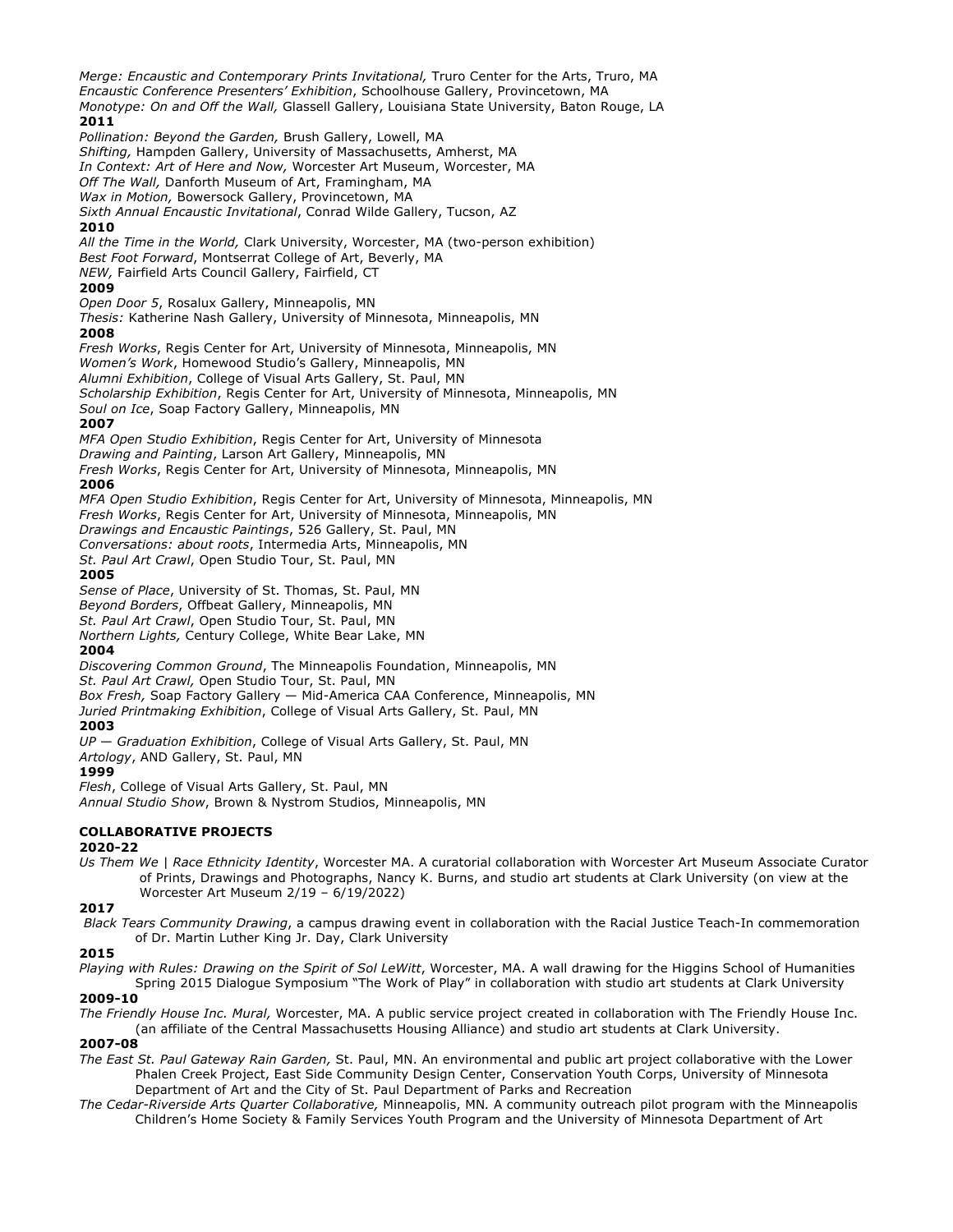*Merge: Encaustic and Contemporary Prints Invitational,* Truro Center for the Arts, Truro, MA
*Encaustic Conference Presenters' Exhibition*, Schoolhouse Gallery, Provincetown, MA
*Monotype: On and Off the Wall,* Glassell Gallery, Louisiana State University, Baton Rouge, LA

**2011**

*Pollination: Beyond the Garden,* Brush Gallery, Lowell, MA
*Shifting,* Hampden Gallery, University of Massachusetts, Amherst, MA
*In Context: Art of Here and Now,* Worcester Art Museum, Worcester, MA
*Off The Wall,* Danforth Museum of Art, Framingham, MA
*Wax in Motion,* Bowersock Gallery, Provincetown, MA
*Sixth Annual Encaustic Invitational*, Conrad Wilde Gallery, Tucson, AZ

**2010**

*All the Time in the World,* Clark University, Worcester, MA (two-person exhibition)
*Best Foot Forward*, Montserrat College of Art, Beverly, MA
*NEW,* Fairfield Arts Council Gallery, Fairfield, CT

**2009**

*Open Door 5*, Rosalux Gallery, Minneapolis, MN
*Thesis:* Katherine Nash Gallery, University of Minnesota, Minneapolis, MN

**2008**

*Fresh Works*, Regis Center for Art, University of Minnesota, Minneapolis, MN
*Women's Work*, Homewood Studio's Gallery, Minneapolis, MN
*Alumni Exhibition*, College of Visual Arts Gallery, St. Paul, MN
*Scholarship Exhibition*, Regis Center for Art, University of Minnesota, Minneapolis, MN
*Soul on Ice*, Soap Factory Gallery, Minneapolis, MN

**2007**

*MFA Open Studio Exhibition*, Regis Center for Art, University of Minnesota
*Drawing and Painting*, Larson Art Gallery, Minneapolis, MN
*Fresh Works*, Regis Center for Art, University of Minnesota, Minneapolis, MN

**2006**

*MFA Open Studio Exhibition*, Regis Center for Art, University of Minnesota, Minneapolis, MN
*Fresh Works*, Regis Center for Art, University of Minnesota, Minneapolis, MN
*Drawings and Encaustic Paintings*, 526 Gallery, St. Paul, MN
*Conversations: about roots*, Intermedia Arts, Minneapolis, MN
*St. Paul Art Crawl*, Open Studio Tour, St. Paul, MN

**2005**

*Sense of Place*, University of St. Thomas, St. Paul, MN
*Beyond Borders*, Offbeat Gallery, Minneapolis, MN
*St. Paul Art Crawl*, Open Studio Tour, St. Paul, MN
*Northern Lights,* Century College, White Bear Lake, MN

**2004**

*Discovering Common Ground*, The Minneapolis Foundation, Minneapolis, MN
*St. Paul Art Crawl,* Open Studio Tour, St. Paul, MN
*Box Fresh,* Soap Factory Gallery — Mid-America CAA Conference, Minneapolis, MN
*Juried Printmaking Exhibition*, College of Visual Arts Gallery, St. Paul, MN

**2003**

*UP — Graduation Exhibition*, College of Visual Arts Gallery, St. Paul, MN
*Artology*, AND Gallery, St. Paul, MN

**1999**

*Flesh*, College of Visual Arts Gallery, St. Paul, MN
*Annual Studio Show*, Brown & Nystrom Studios, Minneapolis, MN

**COLLABORATIVE PROJECTS**

**2020-22**

*Us Them We | Race Ethnicity Identity*, Worcester MA. A curatorial collaboration with Worcester Art Museum Associate Curator of Prints, Drawings and Photographs, Nancy K. Burns, and studio art students at Clark University (on view at the Worcester Art Museum 2/19 – 6/19/2022)

**2017**

*Black Tears Community Drawing*, a campus drawing event in collaboration with the Racial Justice Teach-In commemoration of Dr. Martin Luther King Jr. Day, Clark University

**2015**

*Playing with Rules: Drawing on the Spirit of Sol LeWitt*, Worcester, MA. A wall drawing for the Higgins School of Humanities Spring 2015 Dialogue Symposium "The Work of Play" in collaboration with studio art students at Clark University

**2009-10**

*The Friendly House Inc. Mural,* Worcester, MA. A public service project created in collaboration with The Friendly House Inc. (an affiliate of the Central Massachusetts Housing Alliance) and studio art students at Clark University.

**2007-08**

*The East St. Paul Gateway Rain Garden,* St. Paul, MN. An environmental and public art project collaborative with the Lower Phalen Creek Project, East Side Community Design Center, Conservation Youth Corps, University of Minnesota Department of Art and the City of St. Paul Department of Parks and Recreation
*The Cedar-Riverside Arts Quarter Collaborative,* Minneapolis, MN. A community outreach pilot program with the Minneapolis Children's Home Society & Family Services Youth Program and the University of Minnesota Department of Art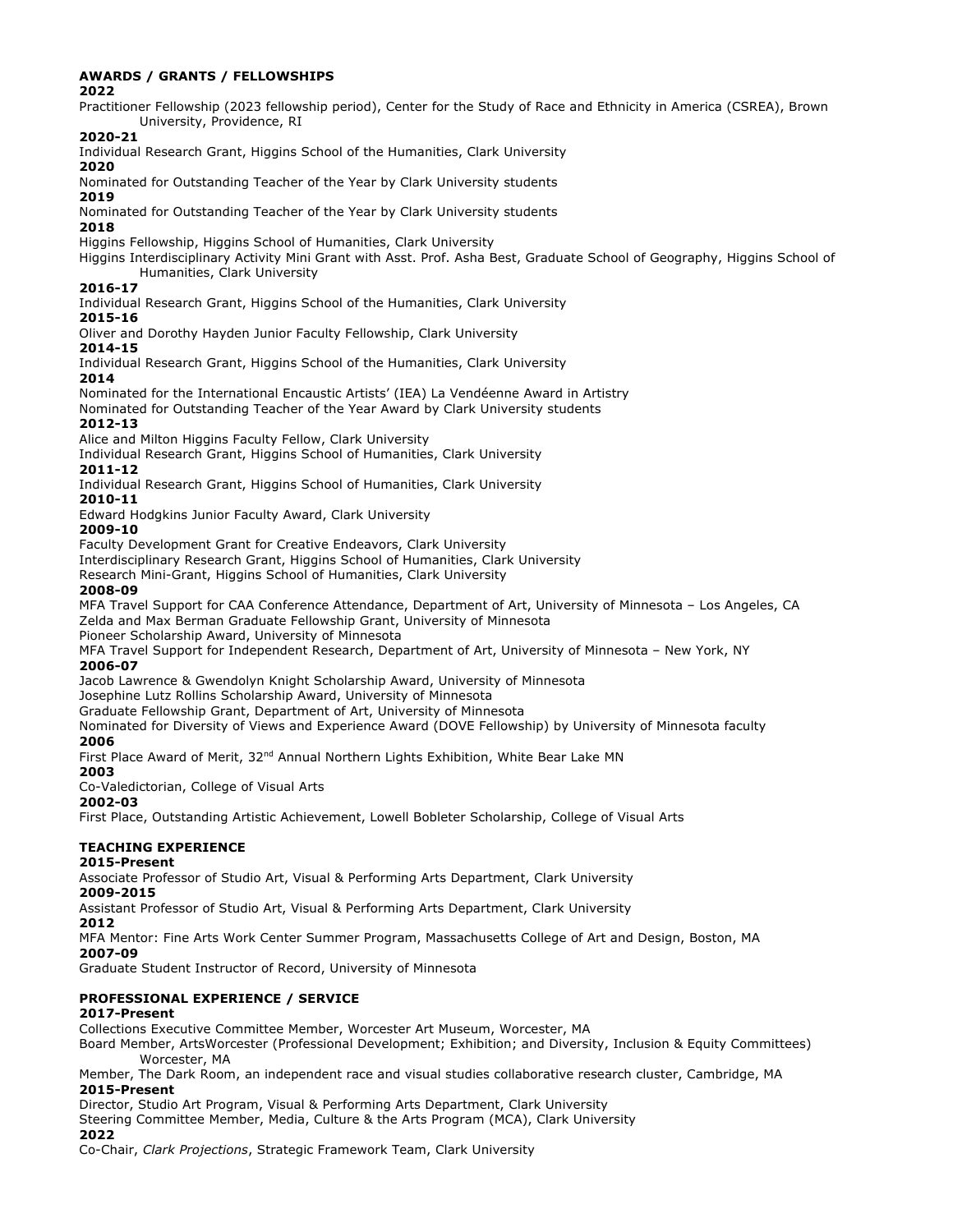## AWARDS / GRANTS / FELLOWSHIPS

**2022**

Practitioner Fellowship (2023 fellowship period), Center for the Study of Race and Ethnicity in America (CSREA), Brown University, Providence, RI

**2020-21**

Individual Research Grant, Higgins School of the Humanities, Clark University

**2020**

Nominated for Outstanding Teacher of the Year by Clark University students

**2019**

Nominated for Outstanding Teacher of the Year by Clark University students

**2018**

Higgins Fellowship, Higgins School of Humanities, Clark University

Higgins Interdisciplinary Activity Mini Grant with Asst. Prof. Asha Best, Graduate School of Geography, Higgins School of Humanities, Clark University

**2016-17**

Individual Research Grant, Higgins School of the Humanities, Clark University

**2015-16**

Oliver and Dorothy Hayden Junior Faculty Fellowship, Clark University

**2014-15**

Individual Research Grant, Higgins School of the Humanities, Clark University

**2014**

Nominated for the International Encaustic Artists' (IEA) La Vendéenne Award in Artistry

Nominated for Outstanding Teacher of the Year Award by Clark University students

**2012-13**

Alice and Milton Higgins Faculty Fellow, Clark University

Individual Research Grant, Higgins School of Humanities, Clark University

**2011-12**

Individual Research Grant, Higgins School of Humanities, Clark University

**2010-11**

Edward Hodgkins Junior Faculty Award, Clark University

**2009-10**

Faculty Development Grant for Creative Endeavors, Clark University

Interdisciplinary Research Grant, Higgins School of Humanities, Clark University

Research Mini-Grant, Higgins School of Humanities, Clark University

**2008-09**

MFA Travel Support for CAA Conference Attendance, Department of Art, University of Minnesota – Los Angeles, CA

Zelda and Max Berman Graduate Fellowship Grant, University of Minnesota

Pioneer Scholarship Award, University of Minnesota

MFA Travel Support for Independent Research, Department of Art, University of Minnesota – New York, NY

**2006-07**

Jacob Lawrence & Gwendolyn Knight Scholarship Award, University of Minnesota

Josephine Lutz Rollins Scholarship Award, University of Minnesota

Graduate Fellowship Grant, Department of Art, University of Minnesota

Nominated for Diversity of Views and Experience Award (DOVE Fellowship) by University of Minnesota faculty

**2006**

First Place Award of Merit, 32nd Annual Northern Lights Exhibition, White Bear Lake MN

**2003**

Co-Valedictorian, College of Visual Arts

**2002-03**

First Place, Outstanding Artistic Achievement, Lowell Bobleter Scholarship, College of Visual Arts

## TEACHING EXPERIENCE

**2015-Present**

Associate Professor of Studio Art, Visual & Performing Arts Department, Clark University

**2009-2015**

Assistant Professor of Studio Art, Visual & Performing Arts Department, Clark University

**2012**

MFA Mentor: Fine Arts Work Center Summer Program, Massachusetts College of Art and Design, Boston, MA

**2007-09**

Graduate Student Instructor of Record, University of Minnesota

## PROFESSIONAL EXPERIENCE / SERVICE

**2017-Present**

Collections Executive Committee Member, Worcester Art Museum, Worcester, MA

Board Member, ArtsWorcester (Professional Development; Exhibition; and Diversity, Inclusion & Equity Committees) Worcester, MA

Member, The Dark Room, an independent race and visual studies collaborative research cluster, Cambridge, MA

**2015-Present**

Director, Studio Art Program, Visual & Performing Arts Department, Clark University

Steering Committee Member, Media, Culture & the Arts Program (MCA), Clark University

**2022**

Co-Chair, *Clark Projections*, Strategic Framework Team, Clark University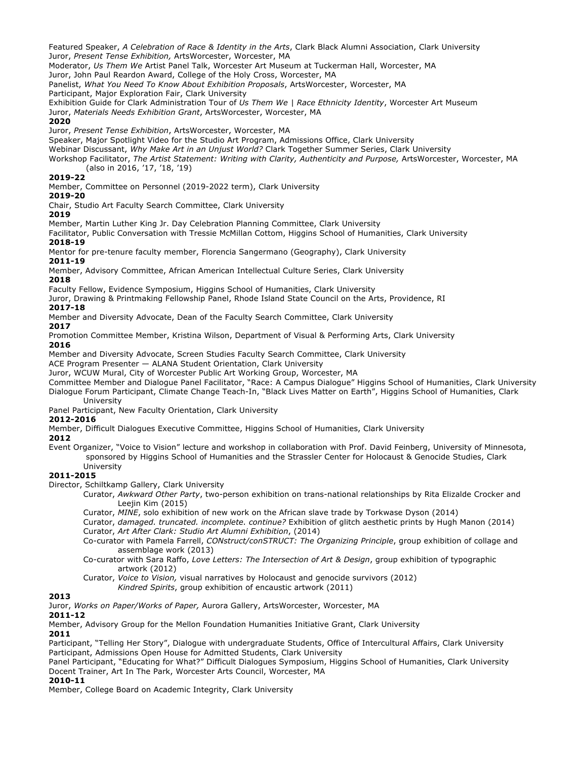Featured Speaker, *A Celebration of Race & Identity in the Arts*, Clark Black Alumni Association, Clark University
Juror, *Present Tense Exhibition,* ArtsWorcester, Worcester, MA
Moderator, *Us Them We* Artist Panel Talk, Worcester Art Museum at Tuckerman Hall, Worcester, MA
Juror, John Paul Reardon Award, College of the Holy Cross, Worcester, MA
Panelist, *What You Need To Know About Exhibition Proposals*, ArtsWorcester, Worcester, MA
Participant, Major Exploration Fair, Clark University
Exhibition Guide for Clark Administration Tour of *Us Them We | Race Ethnicity Identity*, Worcester Art Museum
Juror, *Materials Needs Exhibition Grant*, ArtsWorcester, Worcester, MA

**2020**

Juror, *Present Tense Exhibition*, ArtsWorcester, Worcester, MA
Speaker, Major Spotlight Video for the Studio Art Program, Admissions Office, Clark University
Webinar Discussant, *Why Make Art in an Unjust World?* Clark Together Summer Series, Clark University
Workshop Facilitator, *The Artist Statement: Writing with Clarity, Authenticity and Purpose,* ArtsWorcester, Worcester, MA (also in 2016, '17, '18, '19)

**2019-22**

Member, Committee on Personnel (2019-2022 term), Clark University

**2019-20**

Chair, Studio Art Faculty Search Committee, Clark University

**2019**

Member, Martin Luther King Jr. Day Celebration Planning Committee, Clark University
Facilitator, Public Conversation with Tressie McMillan Cottom, Higgins School of Humanities, Clark University

**2018-19**

Mentor for pre-tenure faculty member, Florencia Sangermano (Geography), Clark University

**2011-19**

Member, Advisory Committee, African American Intellectual Culture Series, Clark University

**2018**

Faculty Fellow, Evidence Symposium, Higgins School of Humanities, Clark University
Juror, Drawing & Printmaking Fellowship Panel, Rhode Island State Council on the Arts, Providence, RI

**2017-18**

Member and Diversity Advocate, Dean of the Faculty Search Committee, Clark University

**2017**

Promotion Committee Member, Kristina Wilson, Department of Visual & Performing Arts, Clark University

**2016**

Member and Diversity Advocate, Screen Studies Faculty Search Committee, Clark University
ACE Program Presenter — ALANA Student Orientation, Clark University
Juror, WCUW Mural, City of Worcester Public Art Working Group, Worcester, MA
Committee Member and Dialogue Panel Facilitator, "Race: A Campus Dialogue" Higgins School of Humanities, Clark University
Dialogue Forum Participant, Climate Change Teach-In, "Black Lives Matter on Earth", Higgins School of Humanities, Clark University
Panel Participant, New Faculty Orientation, Clark University

**2012-2016**

Member, Difficult Dialogues Executive Committee, Higgins School of Humanities, Clark University

**2012**

Event Organizer, "Voice to Vision" lecture and workshop in collaboration with Prof. David Feinberg, University of Minnesota, sponsored by Higgins School of Humanities and the Strassler Center for Holocaust & Genocide Studies, Clark University

**2011-2015**

Director, Schiltkamp Gallery, Clark University

- Curator, *Awkward Other Party*, two-person exhibition on trans-national relationships by Rita Elizalde Crocker and Leejin Kim (2015)
- Curator, *MINE*, solo exhibition of new work on the African slave trade by Torkwase Dyson (2014)
- Curator, *damaged. truncated. incomplete. continue?* Exhibition of glitch aesthetic prints by Hugh Manon (2014)
- Curator, *Art After Clark: Studio Art Alumni Exhibition*, (2014)
- Co-curator with Pamela Farrell, *CONstruct/conSTRUCT: The Organizing Principle*, group exhibition of collage and assemblage work (2013)
- Co-curator with Sara Raffo, *Love Letters: The Intersection of Art & Design*, group exhibition of typographic artwork (2012)
- Curator, *Voice to Vision,* visual narratives by Holocaust and genocide survivors (2012)
  *Kindred Spirits*, group exhibition of encaustic artwork (2011)

**2013**

Juror, *Works on Paper/Works of Paper,* Aurora Gallery, ArtsWorcester, Worcester, MA

**2011-12**

Member, Advisory Group for the Mellon Foundation Humanities Initiative Grant, Clark University

**2011**

Participant, "Telling Her Story", Dialogue with undergraduate Students, Office of Intercultural Affairs, Clark University
Participant, Admissions Open House for Admitted Students, Clark University
Panel Participant, "Educating for What?" Difficult Dialogues Symposium, Higgins School of Humanities, Clark University
Docent Trainer, Art In The Park, Worcester Arts Council, Worcester, MA

**2010-11**

Member, College Board on Academic Integrity, Clark University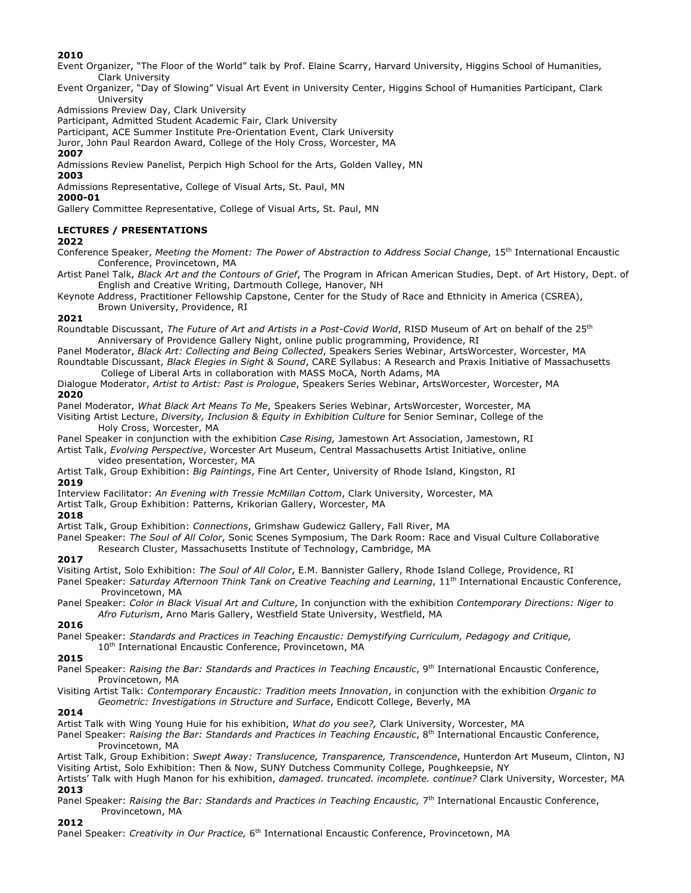**2010**

Event Organizer, "The Floor of the World" talk by Prof. Elaine Scarry, Harvard University, Higgins School of Humanities, Clark University

Event Organizer, "Day of Slowing" Visual Art Event in University Center, Higgins School of Humanities Participant, Clark University

Admissions Preview Day, Clark University

Participant, Admitted Student Academic Fair, Clark University

Participant, ACE Summer Institute Pre-Orientation Event, Clark University

Juror, John Paul Reardon Award, College of the Holy Cross, Worcester, MA

**2007**

Admissions Review Panelist, Perpich High School for the Arts, Golden Valley, MN

**2003**

Admissions Representative, College of Visual Arts, St. Paul, MN

**2000-01**

Gallery Committee Representative, College of Visual Arts, St. Paul, MN

**LECTURES / PRESENTATIONS**

**2022**

Conference Speaker, *Meeting the Moment: The Power of Abstraction to Address Social Change*, 15th International Encaustic Conference, Provincetown, MA

Artist Panel Talk, *Black Art and the Contours of Grief*, The Program in African American Studies, Dept. of Art History, Dept. of English and Creative Writing, Dartmouth College, Hanover, NH

Keynote Address, Practitioner Fellowship Capstone, Center for the Study of Race and Ethnicity in America (CSREA), Brown University, Providence, RI

**2021**

Roundtable Discussant, *The Future of Art and Artists in a Post-Covid World*, RISD Museum of Art on behalf of the 25th Anniversary of Providence Gallery Night, online public programming, Providence, RI

Panel Moderator, *Black Art: Collecting and Being Collected*, Speakers Series Webinar, ArtsWorcester, Worcester, MA

Roundtable Discussant, *Black Elegies in Sight & Sound*, CARE Syllabus: A Research and Praxis Initiative of Massachusetts College of Liberal Arts in collaboration with MASS MoCA, North Adams, MA

Dialogue Moderator, *Artist to Artist: Past is Prologue*, Speakers Series Webinar, ArtsWorcester, Worcester, MA

**2020**

Panel Moderator, *What Black Art Means To Me*, Speakers Series Webinar, ArtsWorcester, Worcester, MA

Visiting Artist Lecture, *Diversity, Inclusion & Equity in Exhibition Culture* for Senior Seminar, College of the Holy Cross, Worcester, MA

Panel Speaker in conjunction with the exhibition *Case Rising,* Jamestown Art Association, Jamestown, RI

Artist Talk, *Evolving Perspective*, Worcester Art Museum, Central Massachusetts Artist Initiative, online video presentation, Worcester, MA

Artist Talk, Group Exhibition: *Big Paintings*, Fine Art Center, University of Rhode Island, Kingston, RI

**2019**

Interview Facilitator: *An Evening with Tressie McMillan Cottom*, Clark University, Worcester, MA

Artist Talk, Group Exhibition: Patterns, Krikorian Gallery, Worcester, MA

**2018**

Artist Talk, Group Exhibition: *Connections*, Grimshaw Gudewicz Gallery, Fall River, MA

Panel Speaker: *The Soul of All Color*, Sonic Scenes Symposium, The Dark Room: Race and Visual Culture Collaborative Research Cluster, Massachusetts Institute of Technology, Cambridge, MA

**2017**

Visiting Artist, Solo Exhibition: *The Soul of All Color*, E.M. Bannister Gallery, Rhode Island College, Providence, RI

Panel Speaker: *Saturday Afternoon Think Tank on Creative Teaching and Learning*, 11th International Encaustic Conference, Provincetown, MA

Panel Speaker: *Color in Black Visual Art and Culture*, In conjunction with the exhibition *Contemporary Directions: Niger to Afro Futurism*, Arno Maris Gallery, Westfield State University, Westfield, MA

**2016**

Panel Speaker: *Standards and Practices in Teaching Encaustic: Demystifying Curriculum, Pedagogy and Critique,* 10th International Encaustic Conference, Provincetown, MA

**2015**

Panel Speaker: *Raising the Bar: Standards and Practices in Teaching Encaustic*, 9th International Encaustic Conference, Provincetown, MA

Visiting Artist Talk: *Contemporary Encaustic: Tradition meets Innovation*, in conjunction with the exhibition *Organic to Geometric: Investigations in Structure and Surface*, Endicott College, Beverly, MA

**2014**

Artist Talk with Wing Young Huie for his exhibition, *What do you see?,* Clark University, Worcester, MA

Panel Speaker: *Raising the Bar: Standards and Practices in Teaching Encaustic*, 8th International Encaustic Conference, Provincetown, MA

Artist Talk, Group Exhibition: *Swept Away: Translucence, Transparence, Transcendence*, Hunterdon Art Museum, Clinton, NJ

Visiting Artist, Solo Exhibition: Then & Now, SUNY Dutchess Community College, Poughkeepsie, NY

Artists' Talk with Hugh Manon for his exhibition, *damaged. truncated. incomplete. continue?* Clark University, Worcester, MA

**2013**

Panel Speaker: *Raising the Bar: Standards and Practices in Teaching Encaustic,* 7th International Encaustic Conference, Provincetown, MA

**2012**

Panel Speaker: *Creativity in Our Practice,* 6th International Encaustic Conference, Provincetown, MA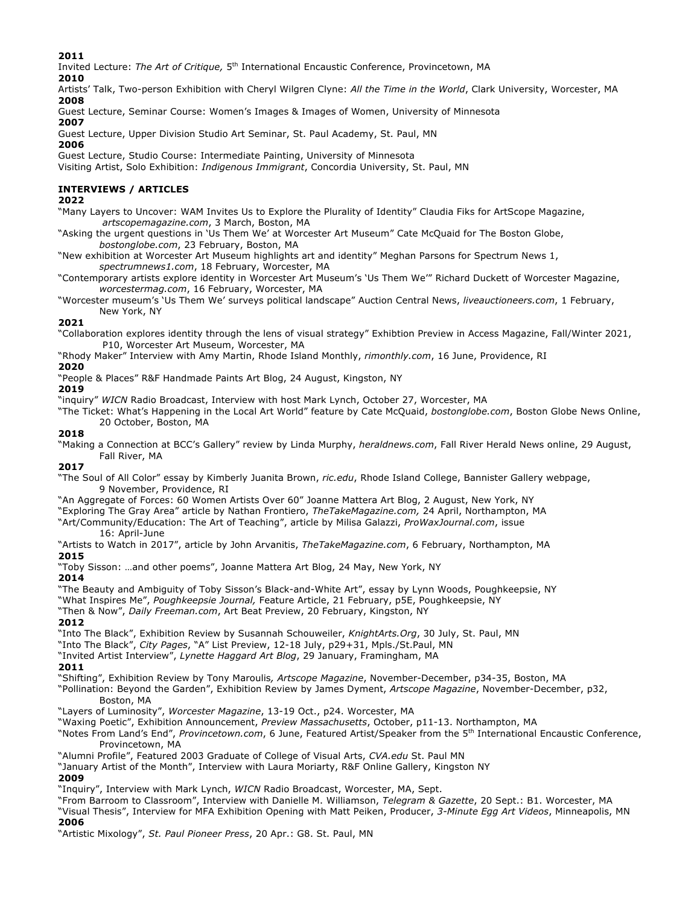**2011**

Invited Lecture: *The Art of Critique,* 5th International Encaustic Conference, Provincetown, MA

**2010**

Artists' Talk, Two-person Exhibition with Cheryl Wilgren Clyne: *All the Time in the World*, Clark University, Worcester, MA

**2008**

Guest Lecture, Seminar Course: Women's Images & Images of Women, University of Minnesota

**2007**

Guest Lecture, Upper Division Studio Art Seminar, St. Paul Academy, St. Paul, MN

**2006**

Guest Lecture, Studio Course: Intermediate Painting, University of Minnesota

Visiting Artist, Solo Exhibition: *Indigenous Immigrant*, Concordia University, St. Paul, MN

**INTERVIEWS / ARTICLES**

**2022**

"Many Layers to Uncover: WAM Invites Us to Explore the Plurality of Identity" Claudia Fiks for ArtScope Magazine, *artscopemagazine.com*, 3 March, Boston, MA

"Asking the urgent questions in 'Us Them We' at Worcester Art Museum" Cate McQuaid for The Boston Globe, *bostonglobe.com*, 23 February, Boston, MA

"New exhibition at Worcester Art Museum highlights art and identity" Meghan Parsons for Spectrum News 1, *spectrumnews1.com*, 18 February, Worcester, MA

"Contemporary artists explore identity in Worcester Art Museum's 'Us Them We'" Richard Duckett of Worcester Magazine, *worcestermag.com*, 16 February, Worcester, MA

"Worcester museum's 'Us Them We' surveys political landscape" Auction Central News, *liveauctioneers.com*, 1 February, New York, NY

**2021**

"Collaboration explores identity through the lens of visual strategy" Exhibtion Preview in Access Magazine, Fall/Winter 2021, P10, Worcester Art Museum, Worcester, MA

"Rhody Maker" Interview with Amy Martin, Rhode Island Monthly, *rimonthly.com*, 16 June, Providence, RI

**2020**

"People & Places" R&F Handmade Paints Art Blog, 24 August, Kingston, NY

**2019**

"inquiry" *WICN* Radio Broadcast, Interview with host Mark Lynch, October 27, Worcester, MA

"The Ticket: What's Happening in the Local Art World" feature by Cate McQuaid, *bostonglobe.com*, Boston Globe News Online, 20 October, Boston, MA

**2018**

"Making a Connection at BCC's Gallery" review by Linda Murphy, *heraldnews.com*, Fall River Herald News online, 29 August, Fall River, MA

**2017**

"The Soul of All Color" essay by Kimberly Juanita Brown, *ric.edu*, Rhode Island College, Bannister Gallery webpage, 9 November, Providence, RI

"An Aggregate of Forces: 60 Women Artists Over 60" Joanne Mattera Art Blog, 2 August, New York, NY

"Exploring The Gray Area" article by Nathan Frontiero, *TheTakeMagazine.com,* 24 April, Northampton, MA

"Art/Community/Education: The Art of Teaching", article by Milisa Galazzi, *ProWaxJournal.com*, issue 16: April-June

"Artists to Watch in 2017", article by John Arvanitis, *TheTakeMagazine.com*, 6 February, Northampton, MA

**2015**

"Toby Sisson: …and other poems", Joanne Mattera Art Blog, 24 May, New York, NY

**2014**

"The Beauty and Ambiguity of Toby Sisson's Black-and-White Art", essay by Lynn Woods, Poughkeepsie, NY

"What Inspires Me", *Poughkeepsie Journal,* Feature Article, 21 February, p5E, Poughkeepsie, NY

"Then & Now", *Daily Freeman.com*, Art Beat Preview, 20 February, Kingston, NY

**2012**

"Into The Black", Exhibition Review by Susannah Schouweiler, *KnightArts.Org*, 30 July, St. Paul, MN

"Into The Black", *City Pages*, "A" List Preview, 12-18 July, p29+31, Mpls./St.Paul, MN

"Invited Artist Interview", *Lynette Haggard Art Blog*, 29 January, Framingham, MA

**2011**

"Shifting", Exhibition Review by Tony Maroulis*, Artscope Magazine*, November-December, p34-35, Boston, MA

"Pollination: Beyond the Garden", Exhibition Review by James Dyment, *Artscope Magazine*, November-December, p32, Boston, MA

"Layers of Luminosity", *Worcester Magazine*, 13-19 Oct., p24. Worcester, MA

"Waxing Poetic", Exhibition Announcement, *Preview Massachusetts*, October, p11-13. Northampton, MA

"Notes From Land's End", *Provincetown.com*, 6 June, Featured Artist/Speaker from the 5th International Encaustic Conference, Provincetown, MA

"Alumni Profile", Featured 2003 Graduate of College of Visual Arts, *CVA.edu* St. Paul MN

"January Artist of the Month", Interview with Laura Moriarty, R&F Online Gallery, Kingston NY

**2009**

"Inquiry", Interview with Mark Lynch, *WICN* Radio Broadcast, Worcester, MA, Sept.

"From Barroom to Classroom", Interview with Danielle M. Williamson, *Telegram & Gazette*, 20 Sept.: B1. Worcester, MA

"Visual Thesis", Interview for MFA Exhibition Opening with Matt Peiken, Producer, *3-Minute Egg Art Videos*, Minneapolis, MN

**2006**

"Artistic Mixology", *St. Paul Pioneer Press*, 20 Apr.: G8. St. Paul, MN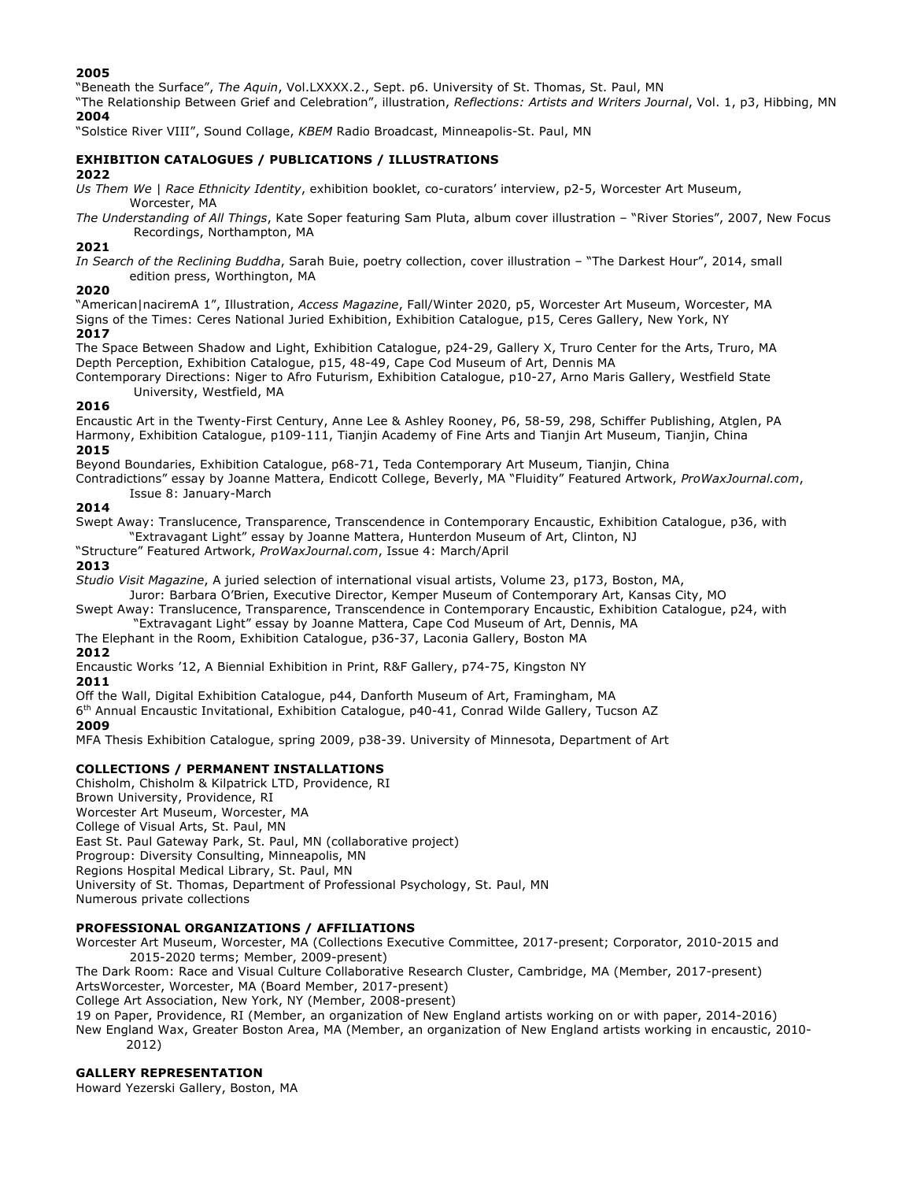**2005**

"Beneath the Surface", *The Aquin*, Vol.LXXXX.2., Sept. p6. University of St. Thomas, St. Paul, MN

"The Relationship Between Grief and Celebration", illustration, *Reflections: Artists and Writers Journal*, Vol. 1, p3, Hibbing, MN

**2004**

"Solstice River VIII", Sound Collage, *KBEM* Radio Broadcast, Minneapolis-St. Paul, MN

## EXHIBITION CATALOGUES / PUBLICATIONS / ILLUSTRATIONS

**2022**

*Us Them We | Race Ethnicity Identity*, exhibition booklet, co-curators' interview, p2-5, Worcester Art Museum, Worcester, MA

*The Understanding of All Things*, Kate Soper featuring Sam Pluta, album cover illustration – "River Stories", 2007, New Focus Recordings, Northampton, MA

**2021**

*In Search of the Reclining Buddha*, Sarah Buie, poetry collection, cover illustration – "The Darkest Hour", 2014, small edition press, Worthington, MA

**2020**

"American|naciremA 1", Illustration, *Access Magazine*, Fall/Winter 2020, p5, Worcester Art Museum, Worcester, MA

Signs of the Times: Ceres National Juried Exhibition, Exhibition Catalogue, p15, Ceres Gallery, New York, NY

**2017**

The Space Between Shadow and Light, Exhibition Catalogue, p24-29, Gallery X, Truro Center for the Arts, Truro, MA

Depth Perception, Exhibition Catalogue, p15, 48-49, Cape Cod Museum of Art, Dennis MA

Contemporary Directions: Niger to Afro Futurism, Exhibition Catalogue, p10-27, Arno Maris Gallery, Westfield State University, Westfield, MA

**2016**

Encaustic Art in the Twenty-First Century, Anne Lee & Ashley Rooney, P6, 58-59, 298, Schiffer Publishing, Atglen, PA

Harmony, Exhibition Catalogue, p109-111, Tianjin Academy of Fine Arts and Tianjin Art Museum, Tianjin, China

**2015**

Beyond Boundaries, Exhibition Catalogue, p68-71, Teda Contemporary Art Museum, Tianjin, China

Contradictions" essay by Joanne Mattera, Endicott College, Beverly, MA "Fluidity" Featured Artwork, *ProWaxJournal.com*, Issue 8: January-March

**2014**

Swept Away: Translucence, Transparence, Transcendence in Contemporary Encaustic, Exhibition Catalogue, p36, with "Extravagant Light" essay by Joanne Mattera, Hunterdon Museum of Art, Clinton, NJ

"Structure" Featured Artwork, *ProWaxJournal.com*, Issue 4: March/April

**2013**

*Studio Visit Magazine*, A juried selection of international visual artists, Volume 23, p173, Boston, MA, Juror: Barbara O'Brien, Executive Director, Kemper Museum of Contemporary Art, Kansas City, MO

Swept Away: Translucence, Transparence, Transcendence in Contemporary Encaustic, Exhibition Catalogue, p24, with "Extravagant Light" essay by Joanne Mattera, Cape Cod Museum of Art, Dennis, MA

The Elephant in the Room, Exhibition Catalogue, p36-37, Laconia Gallery, Boston MA

**2012**

Encaustic Works '12, A Biennial Exhibition in Print, R&F Gallery, p74-75, Kingston NY

**2011**

Off the Wall, Digital Exhibition Catalogue, p44, Danforth Museum of Art, Framingham, MA

6th Annual Encaustic Invitational, Exhibition Catalogue, p40-41, Conrad Wilde Gallery, Tucson AZ

**2009**

MFA Thesis Exhibition Catalogue, spring 2009, p38-39. University of Minnesota, Department of Art

## COLLECTIONS / PERMANENT INSTALLATIONS

Chisholm, Chisholm & Kilpatrick LTD, Providence, RI
Brown University, Providence, RI
Worcester Art Museum, Worcester, MA
College of Visual Arts, St. Paul, MN
East St. Paul Gateway Park, St. Paul, MN (collaborative project)
Progroup: Diversity Consulting, Minneapolis, MN
Regions Hospital Medical Library, St. Paul, MN
University of St. Thomas, Department of Professional Psychology, St. Paul, MN
Numerous private collections

## PROFESSIONAL ORGANIZATIONS / AFFILIATIONS

Worcester Art Museum, Worcester, MA (Collections Executive Committee, 2017-present; Corporator, 2010-2015 and 2015-2020 terms; Member, 2009-present)

The Dark Room: Race and Visual Culture Collaborative Research Cluster, Cambridge, MA (Member, 2017-present)

ArtsWorcester, Worcester, MA (Board Member, 2017-present)

College Art Association, New York, NY (Member, 2008-present)

19 on Paper, Providence, RI (Member, an organization of New England artists working on or with paper, 2014-2016)

New England Wax, Greater Boston Area, MA (Member, an organization of New England artists working in encaustic, 2010-2012)

## GALLERY REPRESENTATION

Howard Yezerski Gallery, Boston, MA